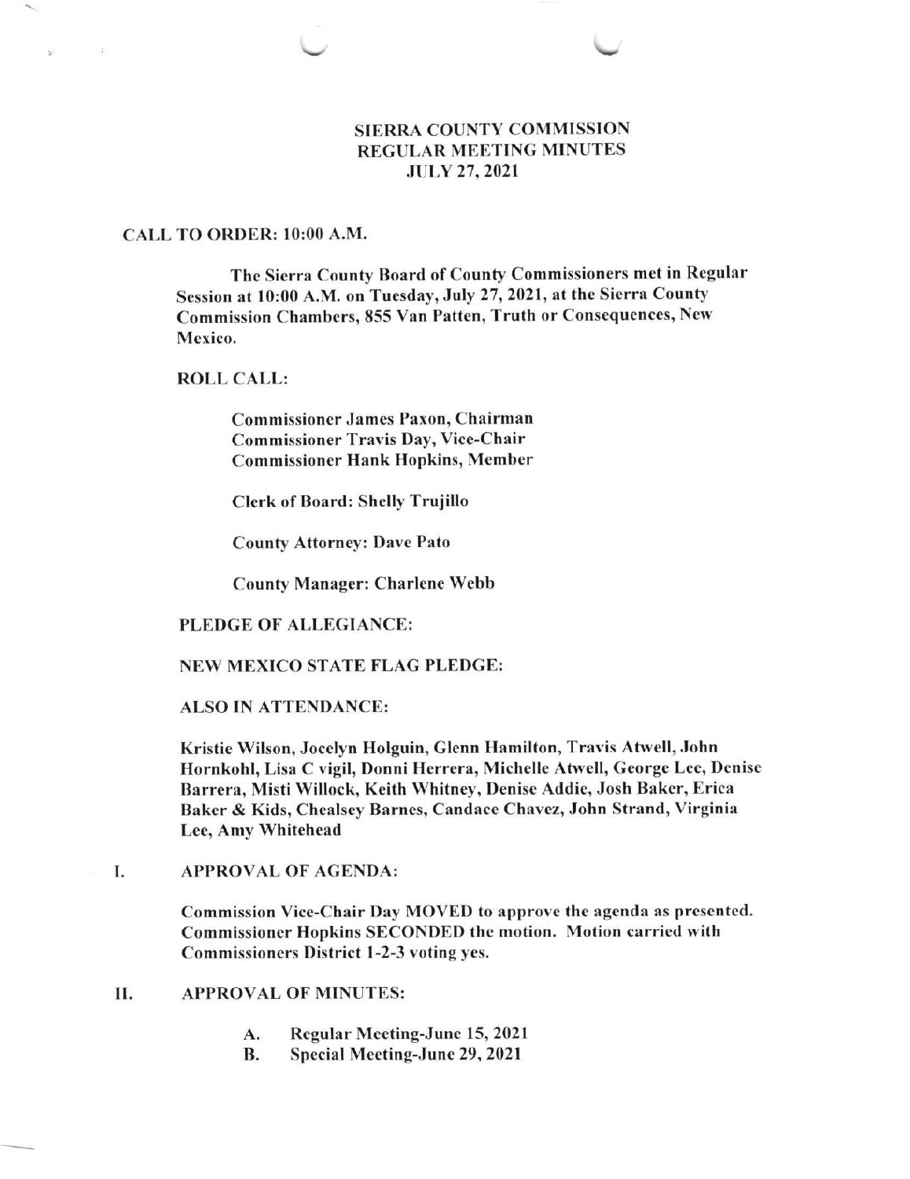# SIERRA COUNTY COMMISSION
## REGULAR MEETING MINUTES
## JULY 27, 2021

**CALL TO ORDER: 10:00 A.M.**

The Sierra County Board of County Commissioners met in Regular Session at 10:00 A.M. on Tuesday, July 27, 2021, at the Sierra County Commission Chambers, 855 Van Patten, Truth or Consequences, New Mexico.

**ROLL CALL:**

Commissioner James Paxon, Chairman
Commissioner Travis Day, Vice-Chair
Commissioner Hank Hopkins, Member

Clerk of Board: Shelly Trujillo

County Attorney: Dave Pato

County Manager: Charlene Webb

**PLEDGE OF ALLEGIANCE:**

**NEW MEXICO STATE FLAG PLEDGE:**

**ALSO IN ATTENDANCE:**

Kristie Wilson, Jocelyn Holguin, Glenn Hamilton, Travis Atwell, John Hornkohl, Lisa C vigil, Donni Herrera, Michelle Atwell, George Lee, Denise Barrera, Misti Willock, Keith Whitney, Denise Addie, Josh Baker, Erica Baker & Kids, Chealsey Barnes, Candace Chavez, John Strand, Virginia Lee, Amy Whitehead

I. **APPROVAL OF AGENDA:**

Commission Vice-Chair Day MOVED to approve the agenda as presented. Commissioner Hopkins SECONDED the motion. Motion carried with Commissioners District 1-2-3 voting yes.

II. **APPROVAL OF MINUTES:**

A. Regular Meeting-June 15, 2021
B. Special Meeting-June 29, 2021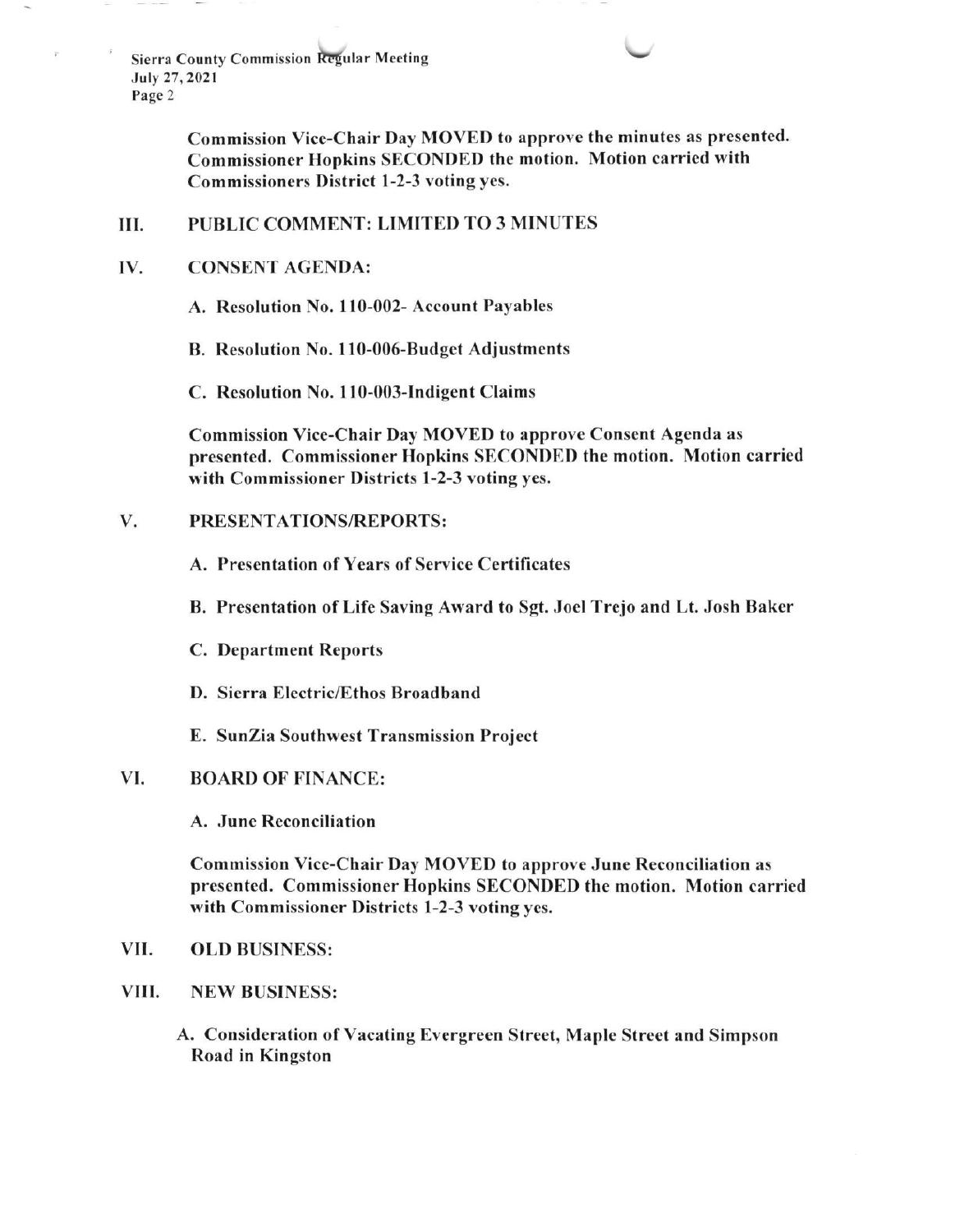**Commission Vice-Chair Day MOVED to approve the minutes as presented. Commissioner Hopkins SECONDED the motion. Motion carried with Commissioners District 1-2-3 voting yes.**

## III. PUBLIC COMMENT: LIMITED TO 3 MINUTES

## IV. CONSENT AGENDA:

**A. Resolution No. 110-002- Account Payables**

**B. Resolution No. 110-006-Budget Adjustments**

**C. Resolution No. 110-003-Indigent Claims**

**Commission Vice-Chair Day MOVED to approve Consent Agenda as presented. Commissioner Hopkins SECONDED the motion. Motion carried with Commissioner Districts 1-2-3 voting yes.**

## V. PRESENTATIONS/REPORTS:

**A. Presentation of Years of Service Certificates**

**B. Presentation of Life Saving Award to Sgt. Joel Trejo and Lt. Josh Baker**

**C. Department Reports**

**D. Sierra Electric/Ethos Broadband**

**E. SunZia Southwest Transmission Project**

## VI. BOARD OF FINANCE:

**A. June Reconciliation**

**Commission Vice-Chair Day MOVED to approve June Reconciliation as presented. Commissioner Hopkins SECONDED the motion. Motion carried with Commissioner Districts 1-2-3 voting yes.**

## VII. OLD BUSINESS:

## VIII. NEW BUSINESS:

**A. Consideration of Vacating Evergreen Street, Maple Street and Simpson Road in Kingston**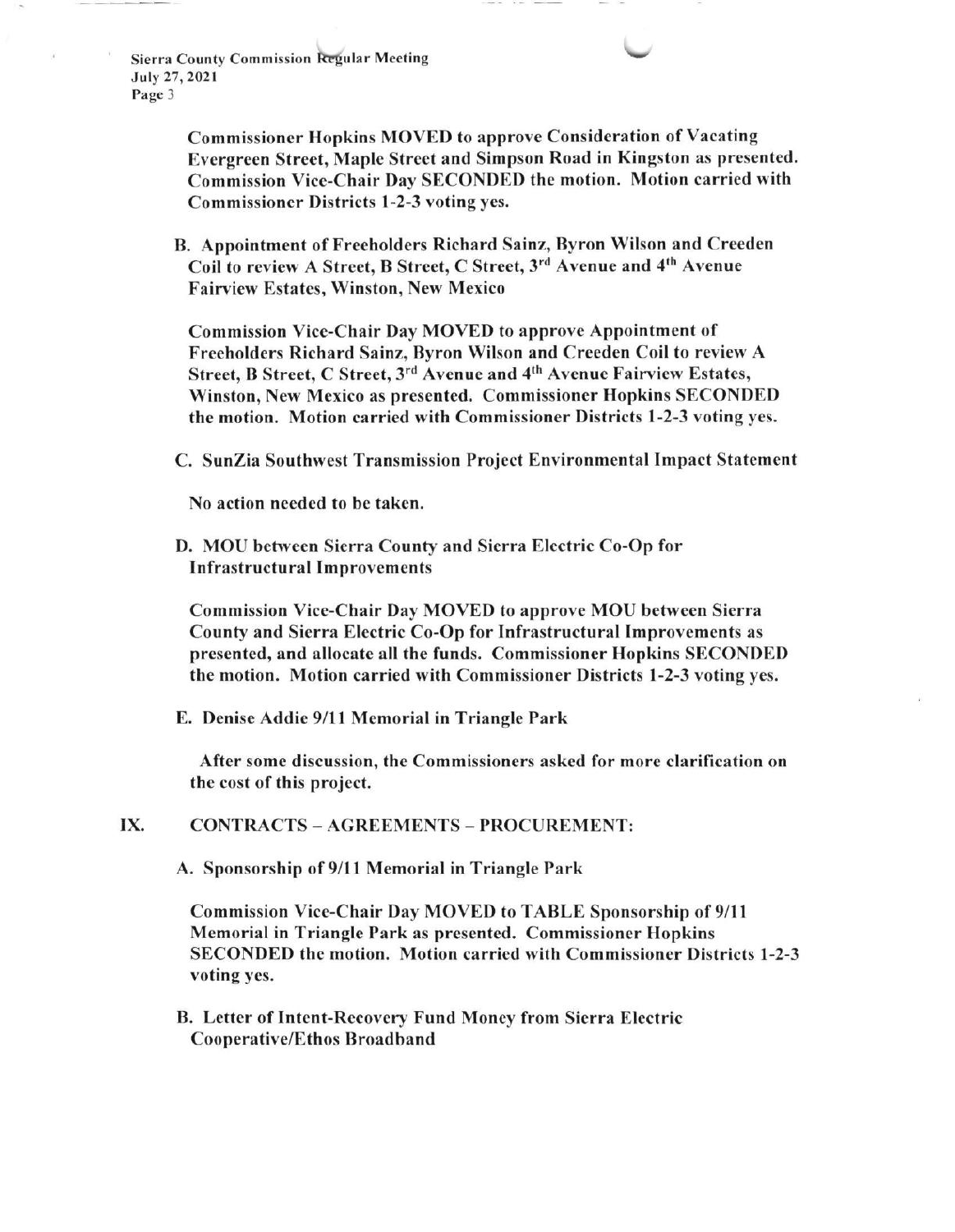**Commissioner Hopkins MOVED to approve Consideration of Vacating Evergreen Street, Maple Street and Simpson Road in Kingston as presented. Commission Vice-Chair Day SECONDED the motion. Motion carried with Commissioner Districts 1-2-3 voting yes.**

**B. Appointment of Freeholders Richard Sainz, Byron Wilson and Creeden Coil to review A Street, B Street, C Street, 3rd Avenue and 4th Avenue Fairview Estates, Winston, New Mexico**

**Commission Vice-Chair Day MOVED to approve Appointment of Freeholders Richard Sainz, Byron Wilson and Creeden Coil to review A Street, B Street, C Street, 3rd Avenue and 4th Avenue Fairview Estates, Winston, New Mexico as presented. Commissioner Hopkins SECONDED the motion. Motion carried with Commissioner Districts 1-2-3 voting yes.**

**C. SunZia Southwest Transmission Project Environmental Impact Statement**

**No action needed to be taken.**

**D. MOU between Sierra County and Sierra Electric Co-Op for Infrastructural Improvements**

**Commission Vice-Chair Day MOVED to approve MOU between Sierra County and Sierra Electric Co-Op for Infrastructural Improvements as presented, and allocate all the funds. Commissioner Hopkins SECONDED the motion. Motion carried with Commissioner Districts 1-2-3 voting yes.**

**E. Denise Addie 9/11 Memorial in Triangle Park**

**After some discussion, the Commissioners asked for more clarification on the cost of this project.**

## IX. CONTRACTS – AGREEMENTS – PROCUREMENT:

**A. Sponsorship of 9/11 Memorial in Triangle Park**

**Commission Vice-Chair Day MOVED to TABLE Sponsorship of 9/11 Memorial in Triangle Park as presented. Commissioner Hopkins SECONDED the motion. Motion carried with Commissioner Districts 1-2-3 voting yes.**

**B. Letter of Intent-Recovery Fund Money from Sierra Electric Cooperative/Ethos Broadband**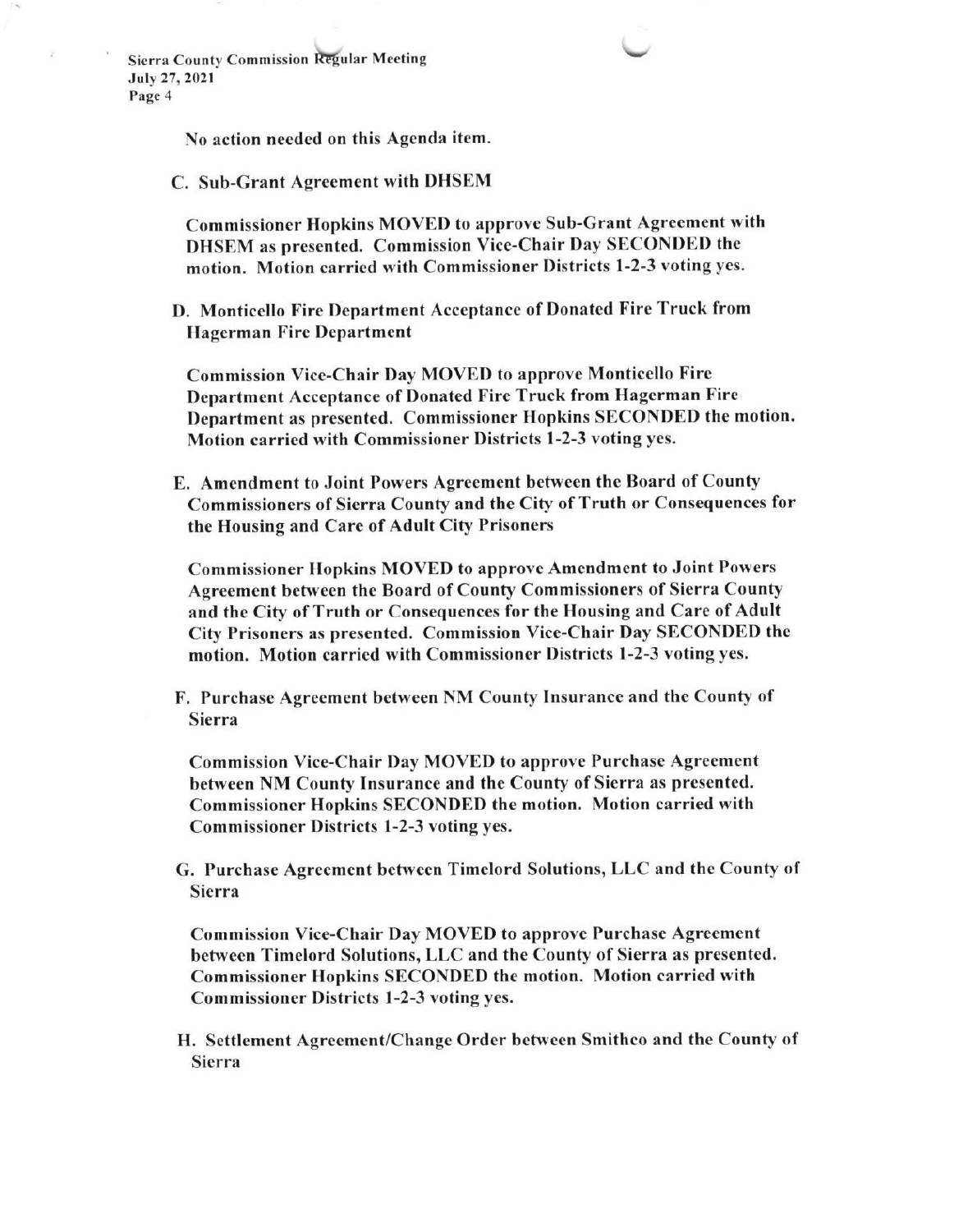No action needed on this Agenda item.

**C. Sub-Grant Agreement with DHSEM**

Commissioner Hopkins MOVED to approve Sub-Grant Agreement with DHSEM as presented. Commission Vice-Chair Day SECONDED the motion. Motion carried with Commissioner Districts 1-2-3 voting yes.

**D. Monticello Fire Department Acceptance of Donated Fire Truck from Hagerman Fire Department**

Commission Vice-Chair Day MOVED to approve Monticello Fire Department Acceptance of Donated Fire Truck from Hagerman Fire Department as presented. Commissioner Hopkins SECONDED the motion. Motion carried with Commissioner Districts 1-2-3 voting yes.

**E. Amendment to Joint Powers Agreement between the Board of County Commissioners of Sierra County and the City of Truth or Consequences for the Housing and Care of Adult City Prisoners**

Commissioner Hopkins MOVED to approve Amendment to Joint Powers Agreement between the Board of County Commissioners of Sierra County and the City of Truth or Consequences for the Housing and Care of Adult City Prisoners as presented. Commission Vice-Chair Day SECONDED the motion. Motion carried with Commissioner Districts 1-2-3 voting yes.

**F. Purchase Agreement between NM County Insurance and the County of Sierra**

Commission Vice-Chair Day MOVED to approve Purchase Agreement between NM County Insurance and the County of Sierra as presented. Commissioner Hopkins SECONDED the motion. Motion carried with Commissioner Districts 1-2-3 voting yes.

**G. Purchase Agreement between Timelord Solutions, LLC and the County of Sierra**

Commission Vice-Chair Day MOVED to approve Purchase Agreement between Timelord Solutions, LLC and the County of Sierra as presented. Commissioner Hopkins SECONDED the motion. Motion carried with Commissioner Districts 1-2-3 voting yes.

**H. Settlement Agreement/Change Order between Smithco and the County of Sierra**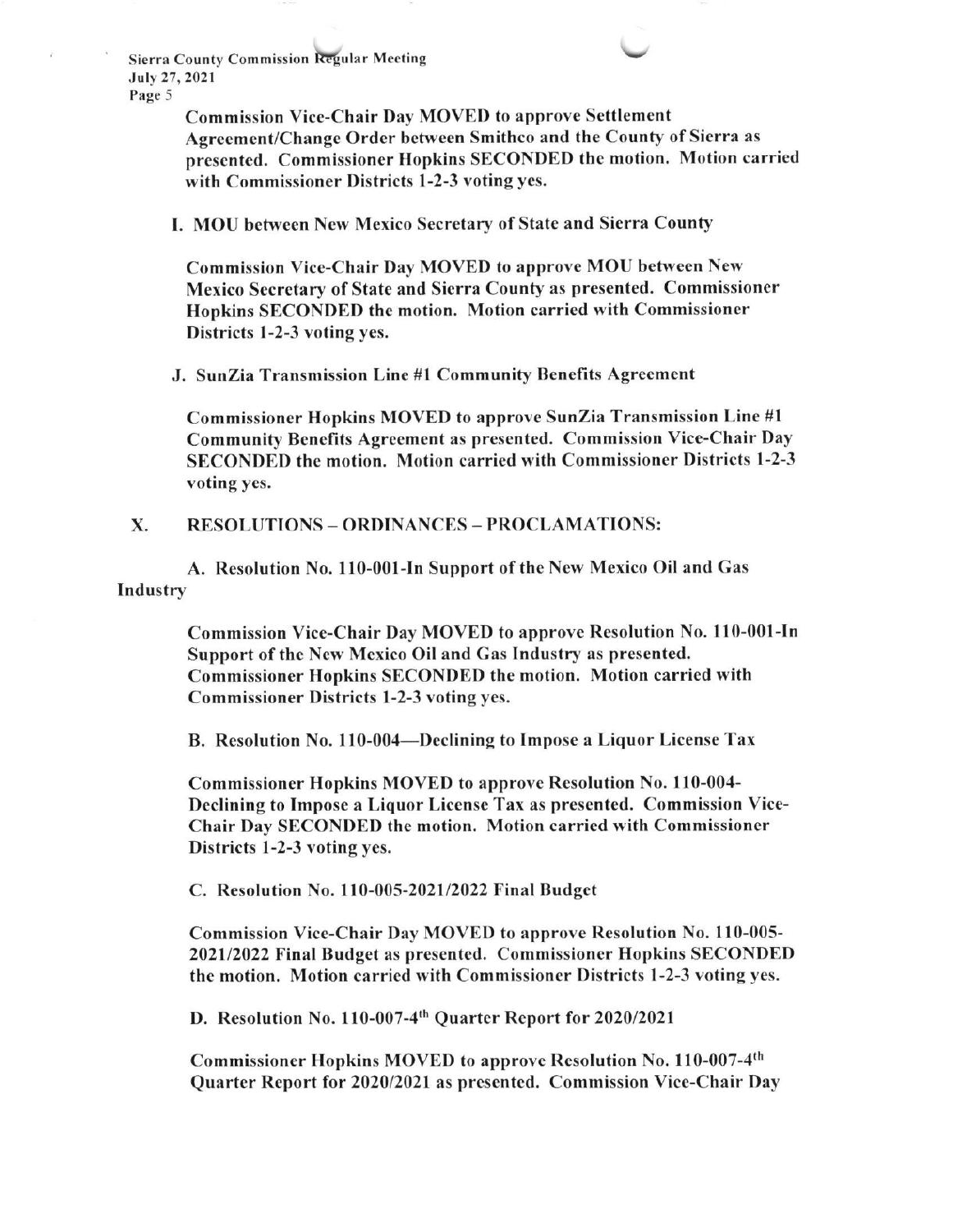Commission Vice-Chair Day MOVED to approve Settlement Agreement/Change Order between Smithco and the County of Sierra as presented. Commissioner Hopkins SECONDED the motion. Motion carried with Commissioner Districts 1-2-3 voting yes.

**I. MOU between New Mexico Secretary of State and Sierra County**

Commission Vice-Chair Day MOVED to approve MOU between New Mexico Secretary of State and Sierra County as presented. Commissioner Hopkins SECONDED the motion. Motion carried with Commissioner Districts 1-2-3 voting yes.

**J. SunZia Transmission Line #1 Community Benefits Agreement**

Commissioner Hopkins MOVED to approve SunZia Transmission Line #1 Community Benefits Agreement as presented. Commission Vice-Chair Day SECONDED the motion. Motion carried with Commissioner Districts 1-2-3 voting yes.

## X. RESOLUTIONS – ORDINANCES – PROCLAMATIONS:

**A. Resolution No. 110-001-In Support of the New Mexico Oil and Gas Industry**

Commission Vice-Chair Day MOVED to approve Resolution No. 110-001-In Support of the New Mexico Oil and Gas Industry as presented. Commissioner Hopkins SECONDED the motion. Motion carried with Commissioner Districts 1-2-3 voting yes.

**B. Resolution No. 110-004—Declining to Impose a Liquor License Tax**

Commissioner Hopkins MOVED to approve Resolution No. 110-004-Declining to Impose a Liquor License Tax as presented. Commission Vice-Chair Day SECONDED the motion. Motion carried with Commissioner Districts 1-2-3 voting yes.

**C. Resolution No. 110-005-2021/2022 Final Budget**

Commission Vice-Chair Day MOVED to approve Resolution No. 110-005-2021/2022 Final Budget as presented. Commissioner Hopkins SECONDED the motion. Motion carried with Commissioner Districts 1-2-3 voting yes.

**D. Resolution No. 110-007-4th Quarter Report for 2020/2021**

Commissioner Hopkins MOVED to approve Resolution No. 110-007-4th Quarter Report for 2020/2021 as presented. Commission Vice-Chair Day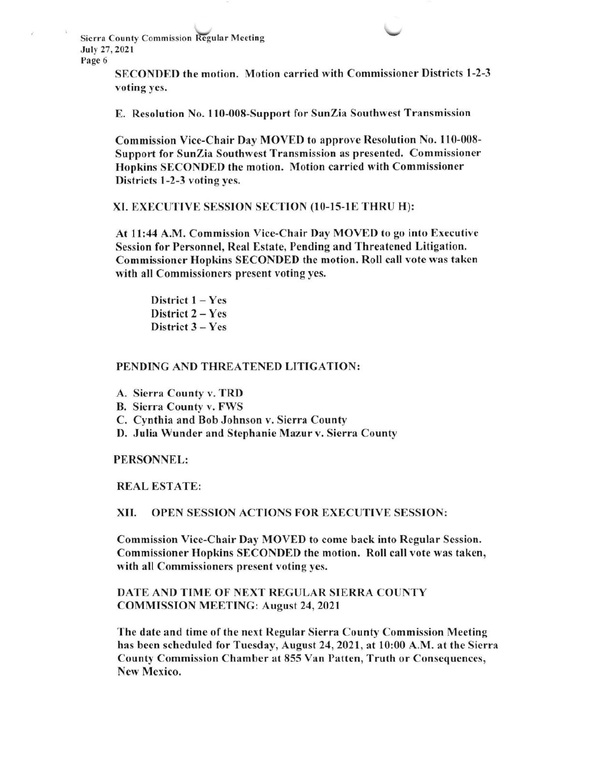SECONDED the motion. Motion carried with Commissioner Districts 1-2-3 voting yes.

E. Resolution No. 110-008-Support for SunZia Southwest Transmission

Commission Vice-Chair Day MOVED to approve Resolution No. 110-008-Support for SunZia Southwest Transmission as presented. Commissioner Hopkins SECONDED the motion. Motion carried with Commissioner Districts 1-2-3 voting yes.

XI. EXECUTIVE SESSION SECTION (10-15-1E THRU H):

At 11:44 A.M. Commission Vice-Chair Day MOVED to go into Executive Session for Personnel, Real Estate, Pending and Threatened Litigation. Commissioner Hopkins SECONDED the motion. Roll call vote was taken with all Commissioners present voting yes.

District 1 – Yes
District 2 – Yes
District 3 – Yes

PENDING AND THREATENED LITIGATION:

A. Sierra County v. TRD
B. Sierra County v. FWS
C. Cynthia and Bob Johnson v. Sierra County
D. Julia Wunder and Stephanie Mazur v. Sierra County

PERSONNEL:

REAL ESTATE:

XII. OPEN SESSION ACTIONS FOR EXECUTIVE SESSION:

Commission Vice-Chair Day MOVED to come back into Regular Session. Commissioner Hopkins SECONDED the motion. Roll call vote was taken, with all Commissioners present voting yes.

DATE AND TIME OF NEXT REGULAR SIERRA COUNTY COMMISSION MEETING: August 24, 2021

The date and time of the next Regular Sierra County Commission Meeting has been scheduled for Tuesday, August 24, 2021, at 10:00 A.M. at the Sierra County Commission Chamber at 855 Van Patten, Truth or Consequences, New Mexico.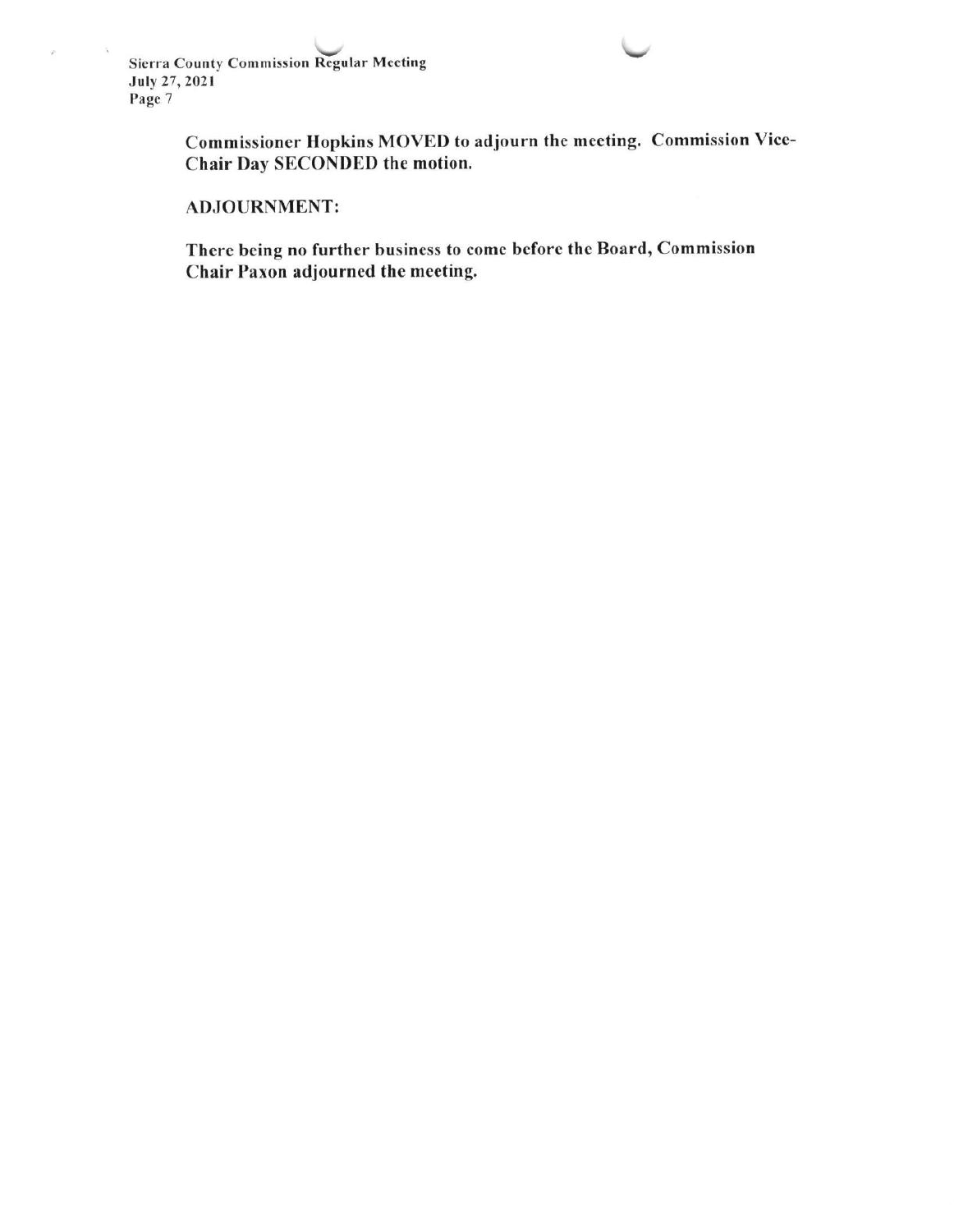**Commissioner Hopkins MOVED to adjourn the meeting. Commission Vice-Chair Day SECONDED the motion.**

**ADJOURNMENT:**

**There being no further business to come before the Board, Commission Chair Paxon adjourned the meeting.**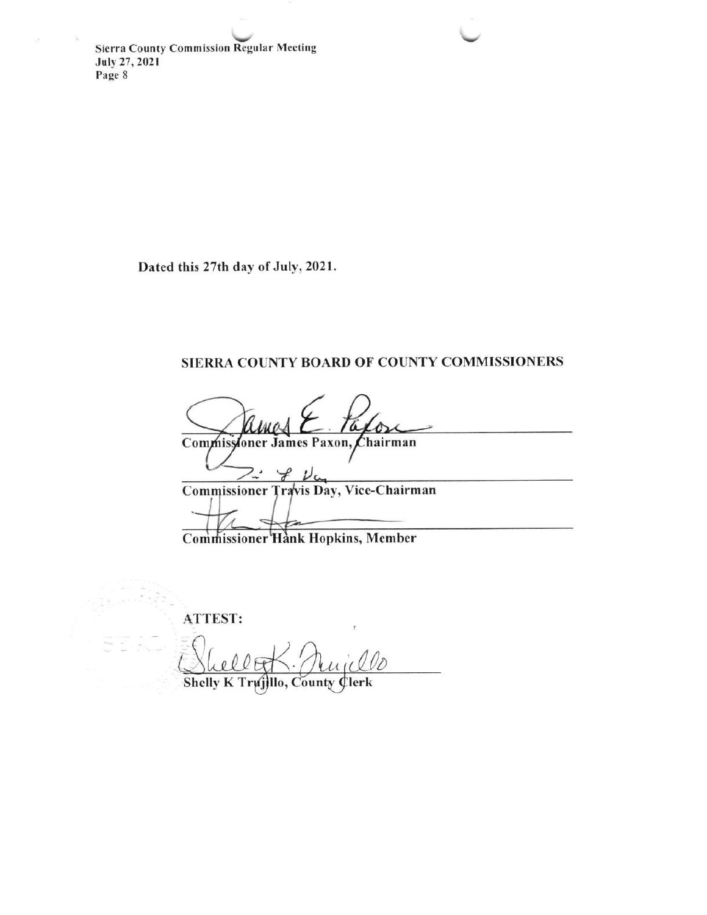Dated this 27th day of July, 2021.

**SIERRA COUNTY BOARD OF COUNTY COMMISSIONERS**

Commissioner James Paxon, Chairman

Commissioner Travis Day, Vice-Chairman

Commissioner Hank Hopkins, Member

ATTEST:

Shelly K Trujillo, County Clerk